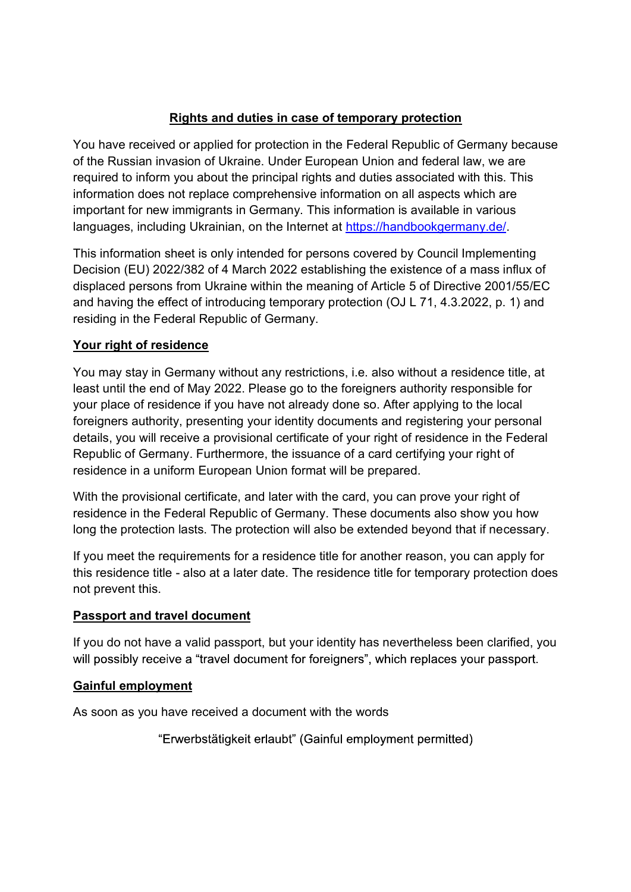# Rights and duties in case of temporary protection

You have received or applied for protection in the Federal Republic of Germany because of the Russian invasion of Ukraine. Under European Union and federal law, we are required to inform you about the principal rights and duties associated with this. This information does not replace comprehensive information on all aspects which are important for new immigrants in Germany. This information is available in various languages, including Ukrainian, on the Internet at [https://handbookgermany.de/](https://handbookgermany.de/).

This information sheet is only intended for persons covered by Council Implementing Decision (EU) 2022/382 of 4 March 2022 establishing the existence of a mass influx of displaced persons from Ukraine within the meaning of Article 5 of Directive 2001/55/EC and having the effect of introducing temporary protection (OJ L 71, 4.3.2022, p. 1) and residing in the Federal Republic of Germany.

## Your right of residence

You may stay in Germany without any restrictions, i.e. also without a residence title, at least until the end of May 2022. Please go to the foreigners authority responsible for your place of residence if you have not already done so. After applying to the local foreigners authority, presenting your identity documents and registering your personal details, you will receive a provisional certificate of your right of residence in the Federal Republic of Germany. Furthermore, the issuance of a card certifying your right of residence in a uniform European Union format will be prepared.

With the provisional certificate, and later with the card, you can prove your right of residence in the Federal Republic of Germany. These documents also show you how long the protection lasts. The protection will also be extended beyond that if necessary.

If you meet the requirements for a residence title for another reason, you can apply for this residence title - also at a later date. The residence title for temporary protection does not prevent this.

## Passport and travel document

If you do not have a valid passport, but your identity has nevertheless been clarified, you will possibly receive a “travel document for foreigners”, which replaces your passport.

## Gainful employment

As soon as you have received a document with the words

“Erwerbstätigkeit erlaubt” (Gainful employment permitted)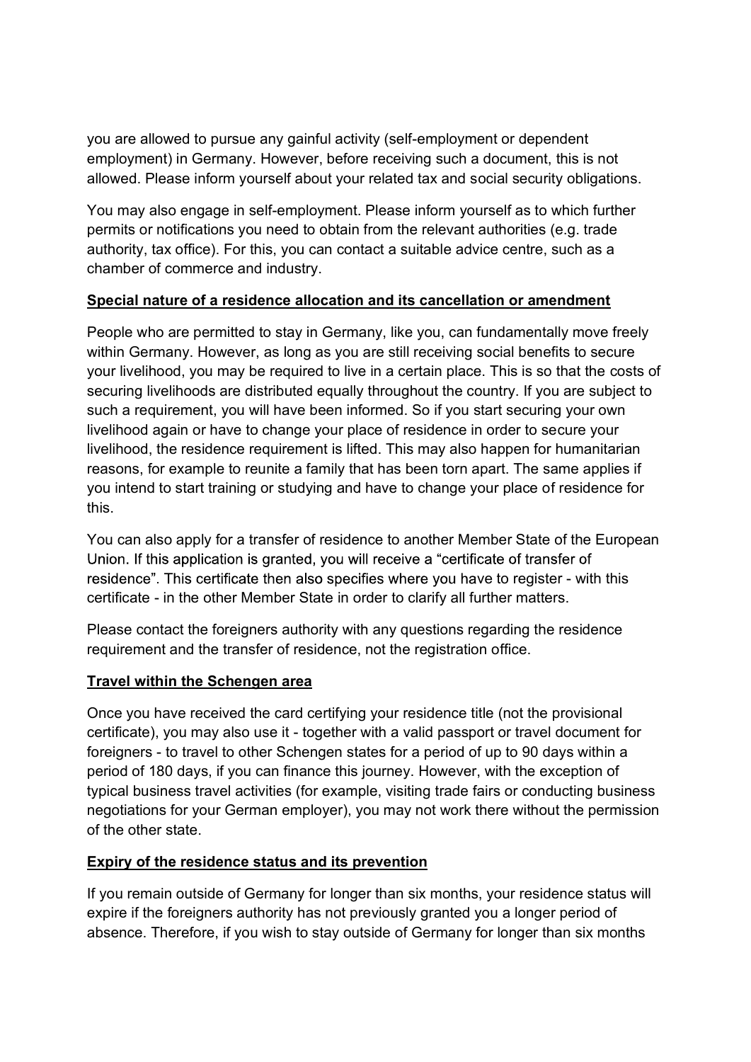you are allowed to pursue any gainful activity (self-employment or dependent employment) in Germany. However, before receiving such a document, this is not allowed. Please inform yourself about your related tax and social security obligations.

You may also engage in self-employment. Please inform yourself as to which further permits or notifications you need to obtain from the relevant authorities (e.g. trade authority, tax office). For this, you can contact a suitable advice centre, such as a chamber of commerce and industry.

**<u>Special nature of a residence allocation and its cancellation or amendment</u>**

People who are permitted to stay in Germany, like you, can fundamentally move freely within Germany. However, as long as you are still receiving social benefits to secure your livelihood, you may be required to live in a certain place. This is so that the costs of securing livelihoods are distributed equally throughout the country. If you are subject to such a requirement, you will have been informed. So if you start securing your own livelihood again or have to change your place of residence in order to secure your livelihood, the residence requirement is lifted. This may also happen for humanitarian reasons, for example to reunite a family that has been torn apart. The same applies if you intend to start training or studying and have to change your place of residence for this.

You can also apply for a transfer of residence to another Member State of the European Union. If this application is granted, you will receive a "certificate of transfer of residence". This certificate then also specifies where you have to register - with this certificate - in the other Member State in order to clarify all further matters.

Please contact the foreigners authority with any questions regarding the residence requirement and the transfer of residence, not the registration office.

**<u>Travel within the Schengen area</u>**

Once you have received the card certifying your residence title (not the provisional certificate), you may also use it - together with a valid passport or travel document for foreigners - to travel to other Schengen states for a period of up to 90 days within a period of 180 days, if you can finance this journey. However, with the exception of typical business travel activities (for example, visiting trade fairs or conducting business negotiations for your German employer), you may not work there without the permission of the other state.

**<u>Expiry of the residence status and its prevention</u>**

If you remain outside of Germany for longer than six months, your residence status will expire if the foreigners authority has not previously granted you a longer period of absence. Therefore, if you wish to stay outside of Germany for longer than six months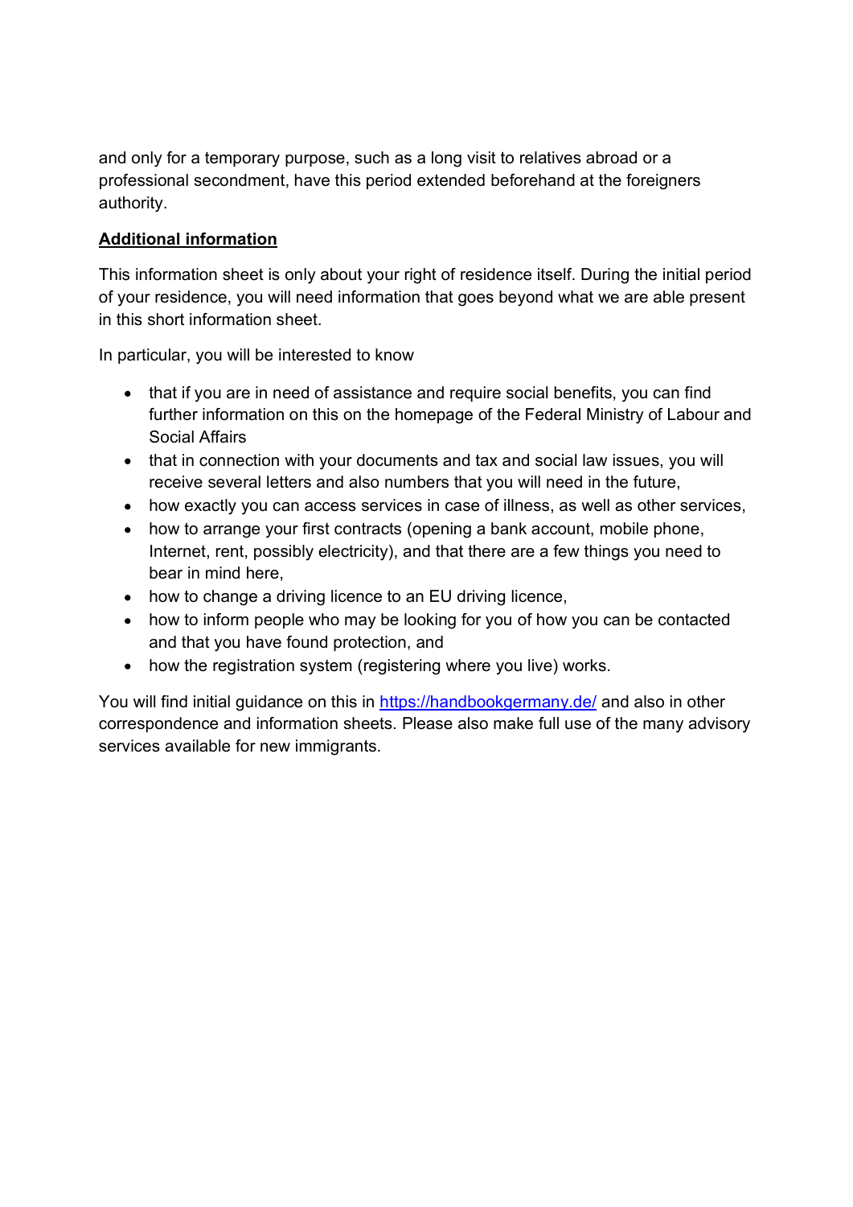and only for a temporary purpose, such as a long visit to relatives abroad or a professional secondment, have this period extended beforehand at the foreigners authority.

**Additional information**

This information sheet is only about your right of residence itself. During the initial period of your residence, you will need information that goes beyond what we are able present in this short information sheet.

In particular, you will be interested to know

- that if you are in need of assistance and require social benefits, you can find further information on this on the homepage of the Federal Ministry of Labour and Social Affairs
- that in connection with your documents and tax and social law issues, you will receive several letters and also numbers that you will need in the future,
- how exactly you can access services in case of illness, as well as other services,
- how to arrange your first contracts (opening a bank account, mobile phone, Internet, rent, possibly electricity), and that there are a few things you need to bear in mind here,
- how to change a driving licence to an EU driving licence,
- how to inform people who may be looking for you of how you can be contacted and that you have found protection, and
- how the registration system (registering where you live) works.

You will find initial guidance on this in https://handbookgermany.de/ and also in other correspondence and information sheets. Please also make full use of the many advisory services available for new immigrants.